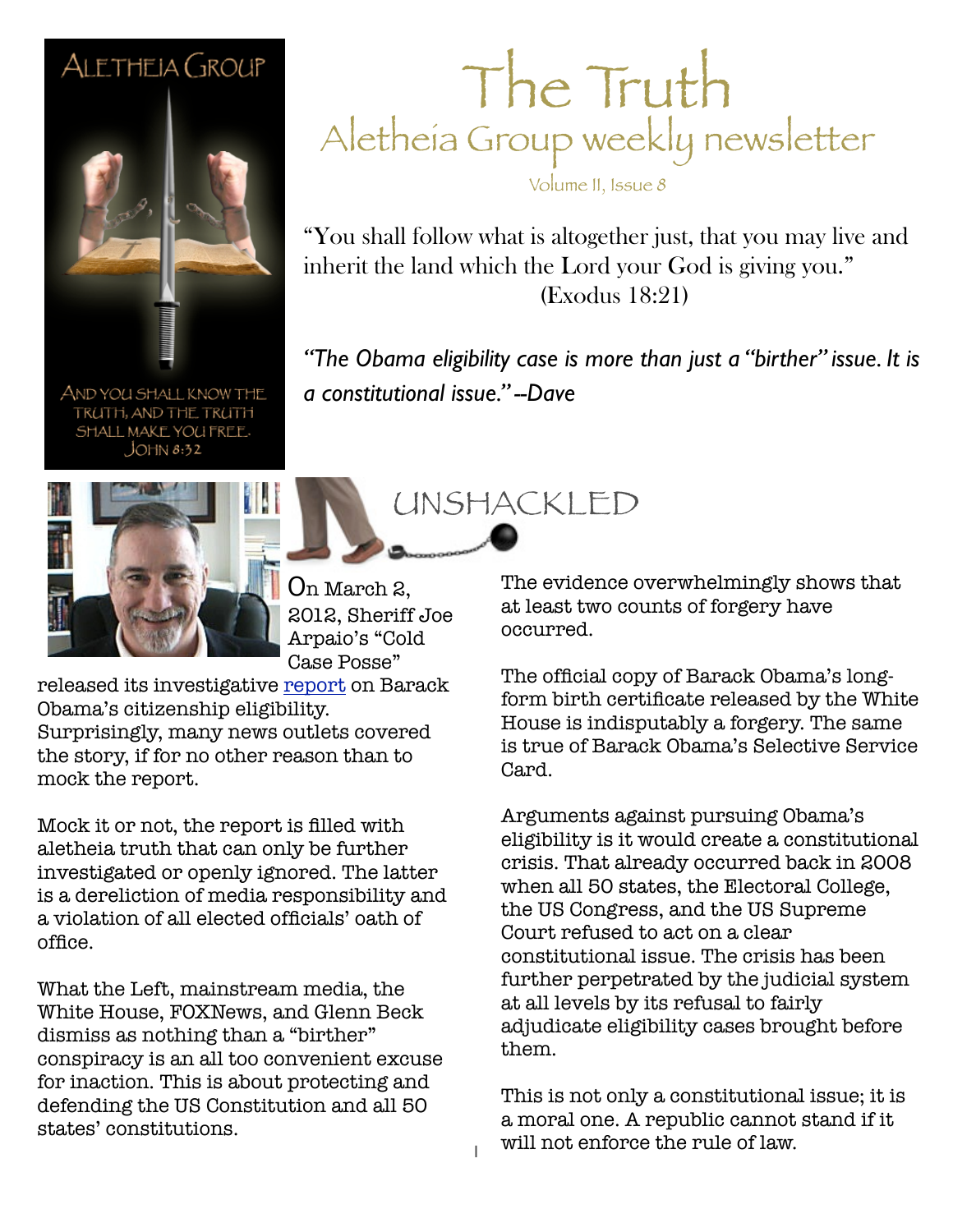# The Truth

## Aletheia Group weekly newsletter

Volume II, Issue 8

ALETHEIA GROUP

AND YOU SHALL KNOW THE TRUTH, AND THE TRUTH SHALL MAKE YOU FREE. JOHN 8:32

"You shall follow what is altogether just, that you may live and inherit the land which the Lord your God is giving you." (Exodus 18:21)

*"The Obama eligibility case is more than just a "birther" issue. It is a constitutional issue." --Dave*

## UNSHACKLED

On March 2, 2012, Sheriff Joe Arpaio's "Cold Case Posse" released its investigative report on Barack Obama's citizenship eligibility. Surprisingly, many news outlets covered the story, if for no other reason than to mock the report.

Mock it or not, the report is filled with aletheia truth that can only be further investigated or openly ignored. The latter is a dereliction of media responsibility and a violation of all elected officials' oath of office.

What the Left, mainstream media, the White House, FOXNews, and Glenn Beck dismiss as nothing than a "birther" conspiracy is an all too convenient excuse for inaction. This is about protecting and defending the US Constitution and all 50 states' constitutions.

The evidence overwhelmingly shows that at least two counts of forgery have occurred.

The official copy of Barack Obama's long-form birth certificate released by the White House is indisputably a forgery. The same is true of Barack Obama's Selective Service Card.

Arguments against pursuing Obama's eligibility is it would create a constitutional crisis. That already occurred back in 2008 when all 50 states, the Electoral College, the US Congress, and the US Supreme Court refused to act on a clear constitutional issue. The crisis has been further perpetrated by the judicial system at all levels by its refusal to fairly adjudicate eligibility cases brought before them.

This is not only a constitutional issue; it is a moral one. A republic cannot stand if it will not enforce the rule of law.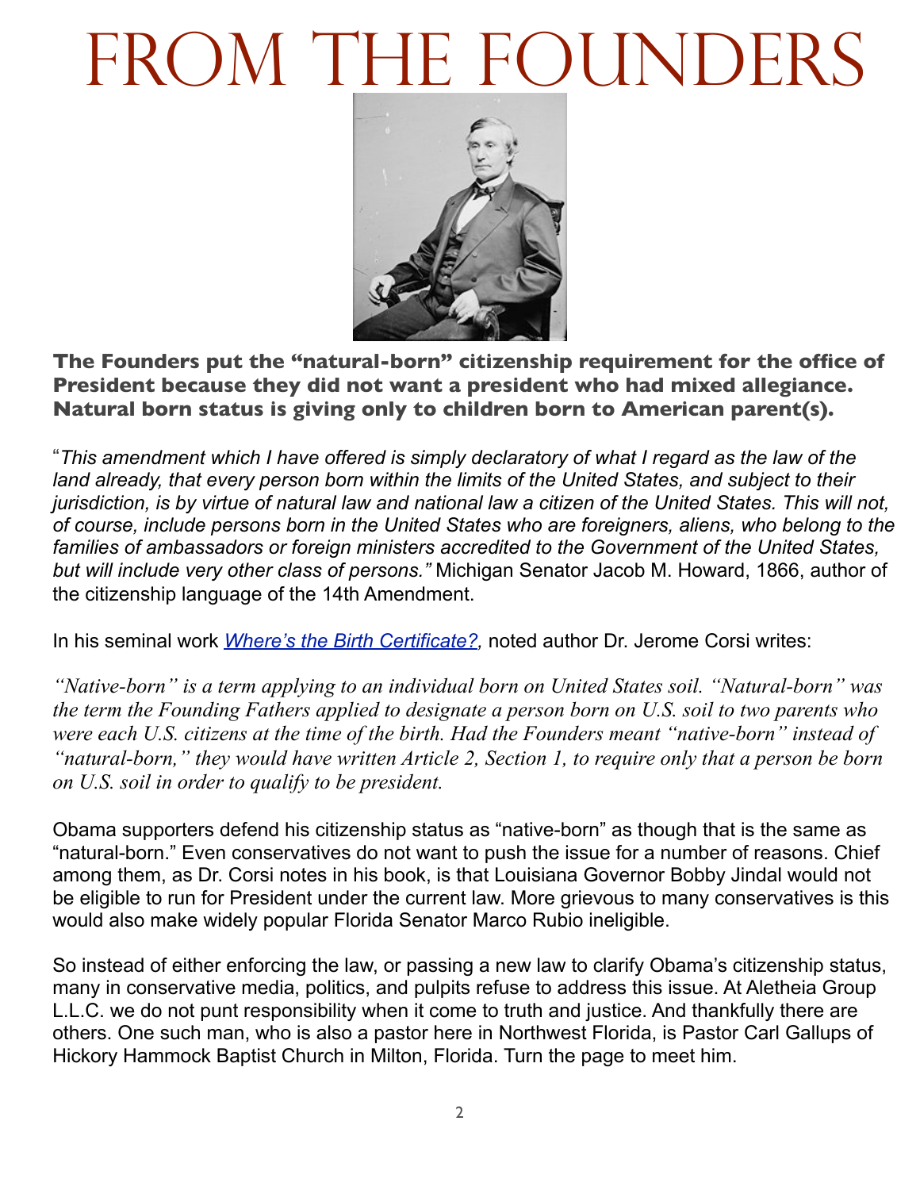# From the Founders

**The Founders put the "natural-born" citizenship requirement for the office of President because they did not want a president who had mixed allegiance. Natural born status is giving only to children born to American parent(s).**

"*This amendment which I have offered is simply declaratory of what I regard as the law of the land already, that every person born within the limits of the United States, and subject to their jurisdiction, is by virtue of natural law and national law a citizen of the United States. This will not, of course, include persons born in the United States who are foreigners, aliens, who belong to the families of ambassadors or foreign ministers accredited to the Government of the United States, but will include very other class of persons."* Michigan Senator Jacob M. Howard, 1866, author of the citizenship language of the 14th Amendment.

In his seminal work *Where's the Birth Certificate?,* noted author Dr. Jerome Corsi writes:

*"Native-born" is a term applying to an individual born on United States soil. "Natural-born" was the term the Founding Fathers applied to designate a person born on U.S. soil to two parents who were each U.S. citizens at the time of the birth. Had the Founders meant "native-born" instead of "natural-born," they would have written Article 2, Section 1, to require only that a person be born on U.S. soil in order to qualify to be president.*

Obama supporters defend his citizenship status as "native-born" as though that is the same as "natural-born." Even conservatives do not want to push the issue for a number of reasons. Chief among them, as Dr. Corsi notes in his book, is that Louisiana Governor Bobby Jindal would not be eligible to run for President under the current law. More grievous to many conservatives is this would also make widely popular Florida Senator Marco Rubio ineligible.

So instead of either enforcing the law, or passing a new law to clarify Obama's citizenship status, many in conservative media, politics, and pulpits refuse to address this issue. At Aletheia Group L.L.C. we do not punt responsibility when it come to truth and justice. And thankfully there are others. One such man, who is also a pastor here in Northwest Florida, is Pastor Carl Gallups of Hickory Hammock Baptist Church in Milton, Florida. Turn the page to meet him.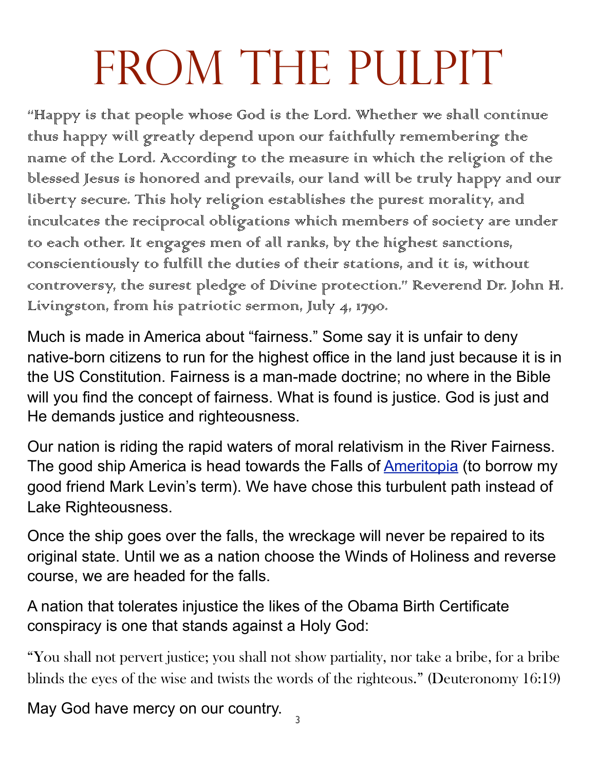# From the Pulpit

"Happy is that people whose God is the Lord. Whether we shall continue thus happy will greatly depend upon our faithfully remembering the name of the Lord. According to the measure in which the religion of the blessed Jesus is honored and prevails, our land will be truly happy and our liberty secure. This holy religion establishes the purest morality, and inculcates the reciprocal obligations which members of society are under to each other. It engages men of all ranks, by the highest sanctions, conscientiously to fulfill the duties of their stations, and it is, without controversy, the surest pledge of Divine protection." Reverend Dr. John H. Livingston, from his patriotic sermon, July 4, 1790.

Much is made in America about "fairness." Some say it is unfair to deny native-born citizens to run for the highest office in the land just because it is in the US Constitution. Fairness is a man-made doctrine; no where in the Bible will you find the concept of fairness. What is found is justice. God is just and He demands justice and righteousness.

Our nation is riding the rapid waters of moral relativism in the River Fairness. The good ship America is head towards the Falls of Ameritopia (to borrow my good friend Mark Levin's term). We have chose this turbulent path instead of Lake Righteousness.

Once the ship goes over the falls, the wreckage will never be repaired to its original state. Until we as a nation choose the Winds of Holiness and reverse course, we are headed for the falls.

A nation that tolerates injustice the likes of the Obama Birth Certificate conspiracy is one that stands against a Holy God:

"You shall not pervert justice; you shall not show partiality, nor take a bribe, for a bribe blinds the eyes of the wise and twists the words of the righteous." (Deuteronomy 16:19)

May God have mercy on our country.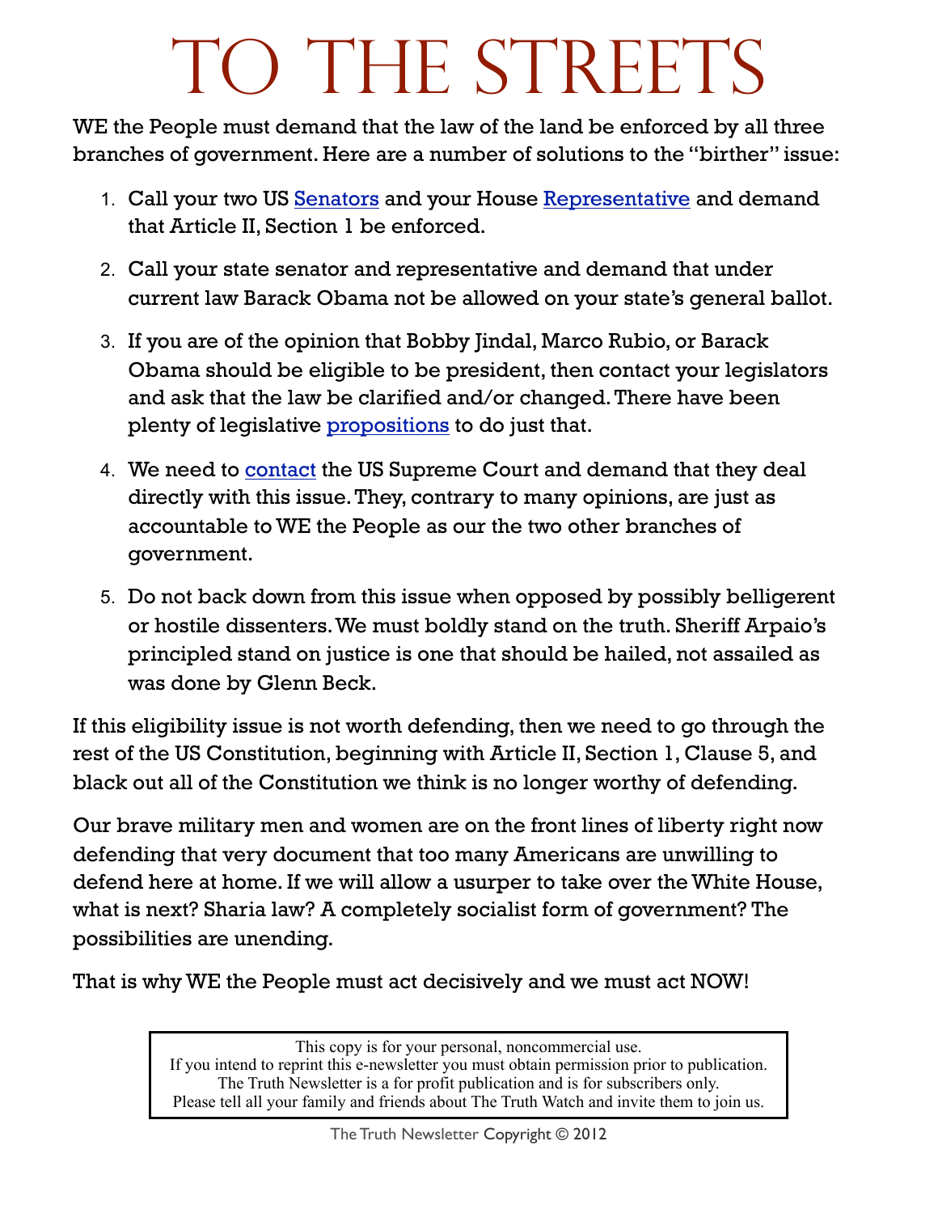# TO THE STREETS

WE the People must demand that the law of the land be enforced by all three branches of government. Here are a number of solutions to the "birther" issue:

1. Call your two US Senators and your House Representative and demand that Article II, Section 1 be enforced.
2. Call your state senator and representative and demand that under current law Barack Obama not be allowed on your state's general ballot.
3. If you are of the opinion that Bobby Jindal, Marco Rubio, or Barack Obama should be eligible to be president, then contact your legislators and ask that the law be clarified and/or changed. There have been plenty of legislative propositions to do just that.
4. We need to contact the US Supreme Court and demand that they deal directly with this issue. They, contrary to many opinions, are just as accountable to WE the People as our the two other branches of government.
5. Do not back down from this issue when opposed by possibly belligerent or hostile dissenters. We must boldly stand on the truth. Sheriff Arpaio's principled stand on justice is one that should be hailed, not assailed as was done by Glenn Beck.

If this eligibility issue is not worth defending, then we need to go through the rest of the US Constitution, beginning with Article II, Section 1, Clause 5, and black out all of the Constitution we think is no longer worthy of defending.

Our brave military men and women are on the front lines of liberty right now defending that very document that too many Americans are unwilling to defend here at home. If we will allow a usurper to take over the White House, what is next? Sharia law? A completely socialist form of government? The possibilities are unending.

That is why WE the People must act decisively and we must act NOW!

This copy is for your personal, noncommercial use.
If you intend to reprint this e-newsletter you must obtain permission prior to publication.
The Truth Newsletter is a for profit publication and is for subscribers only.
Please tell all your family and friends about The Truth Watch and invite them to join us.

The Truth Newsletter Copyright © 2012